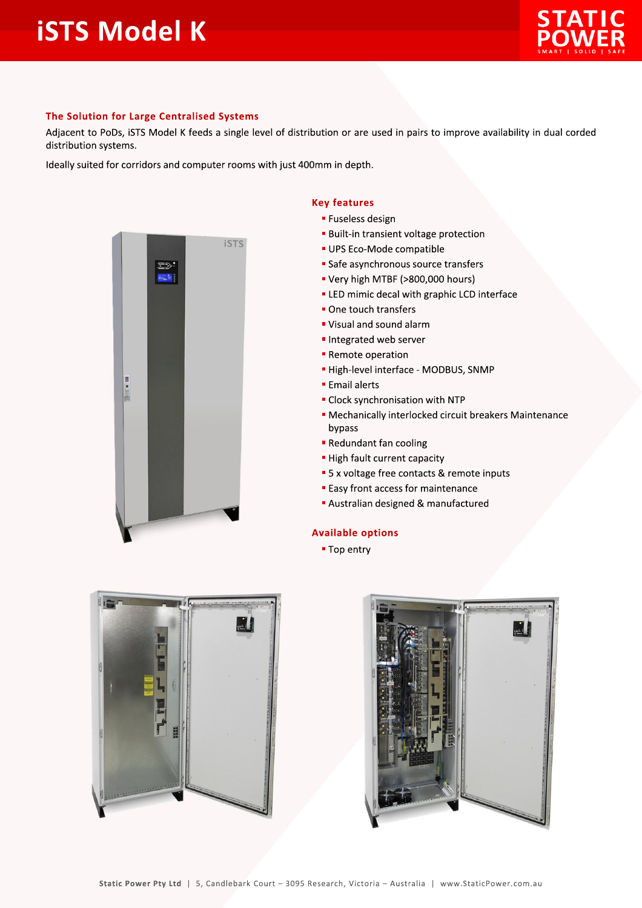# iSTS Model K

## The Solution for Large Centralised Systems

Adjacent to PoDs, iSTS Model K feeds a single level of distribution or are used in pairs to improve availability in dual corded distribution systems.

Ideally suited for corridors and computer rooms with just 400mm in depth.

## Key features

- Fuseless design
- Built-in transient voltage protection
- UPS Eco-Mode compatible
- Safe asynchronous source transfers
- Very high MTBF (>800,000 hours)
- LED mimic decal with graphic LCD interface
- One touch transfers
- Visual and sound alarm
- Integrated web server
- Remote operation
- High-level interface - MODBUS, SNMP
- Email alerts
- Clock synchronisation with NTP
- Mechanically interlocked circuit breakers Maintenance bypass
- Redundant fan cooling
- High fault current capacity
- 5 x voltage free contacts & remote inputs
- Easy front access for maintenance
- Australian designed & manufactured

## Available options

- Top entry

Static Power Pty Ltd | 5, Candlebark Court – 3095 Research, Victoria – Australia | www.StaticPower.com.au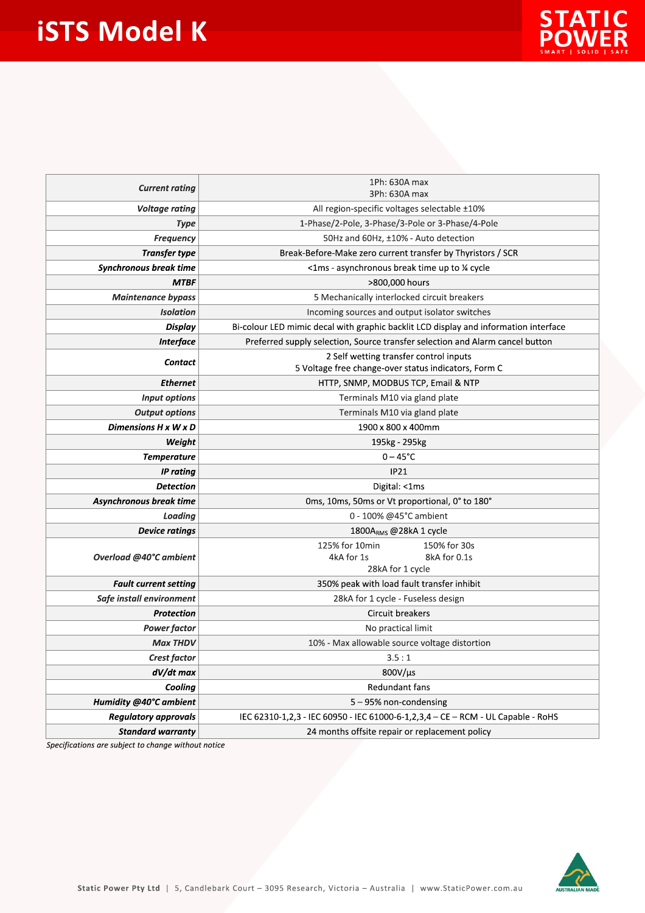# iSTS Model K

| | |
|---|---|
| ***Current rating*** | 1Ph: 630A max<br>3Ph: 630A max |
| ***Voltage rating*** | All region-specific voltages selectable ±10% |
| ***Type*** | 1-Phase/2-Pole, 3-Phase/3-Pole or 3-Phase/4-Pole |
| ***Frequency*** | 50Hz and 60Hz, ±10% - Auto detection |
| ***Transfer type*** | Break-Before-Make zero current transfer by Thyristors / SCR |
| ***Synchronous break time*** | <1ms - asynchronous break time up to ¼ cycle |
| ***MTBF*** | >800,000 hours |
| ***Maintenance bypass*** | 5 Mechanically interlocked circuit breakers |
| ***Isolation*** | Incoming sources and output isolator switches |
| ***Display*** | Bi-colour LED mimic decal with graphic backlit LCD display and information interface |
| ***Interface*** | Preferred supply selection, Source transfer selection and Alarm cancel button |
| ***Contact*** | 2 Self wetting transfer control inputs<br>5 Voltage free change-over status indicators, Form C |
| ***Ethernet*** | HTTP, SNMP, MODBUS TCP, Email & NTP |
| ***Input options*** | Terminals M10 via gland plate |
| ***Output options*** | Terminals M10 via gland plate |
| ***Dimensions H x W x D*** | 1900 x 800 x 400mm |
| ***Weight*** | 195kg - 295kg |
| ***Temperature*** | 0 – 45°C |
| ***IP rating*** | IP21 |
| ***Detection*** | Digital: <1ms |
| ***Asynchronous break time*** | 0ms, 10ms, 50ms or Vt proportional, 0° to 180° |
| ***Loading*** | 0 - 100% @45°C ambient |
| ***Device ratings*** | 1800$A_{RMS}$ @28kA 1 cycle |
| ***Overload @40°C ambient*** | 125% for 10min  150% for 30s<br>4kA for 1s  8kA for 0.1s<br>28kA for 1 cycle |
| ***Fault current setting*** | 350% peak with load fault transfer inhibit |
| ***Safe install environment*** | 28kA for 1 cycle - Fuseless design |
| ***Protection*** | Circuit breakers |
| ***Power factor*** | No practical limit |
| ***Max THDV*** | 10% - Max allowable source voltage distortion |
| ***Crest factor*** | 3.5 : 1 |
| ***dV/dt max*** | 800V/µs |
| ***Cooling*** | Redundant fans |
| ***Humidity @40°C ambient*** | 5 – 95% non-condensing |
| ***Regulatory approvals*** | IEC 62310-1,2,3 - IEC 60950 - IEC 61000-6-1,2,3,4 – CE – RCM - UL Capable - RoHS |
| ***Standard warranty*** | 24 months offsite repair or replacement policy |

*Specifications are subject to change without notice*

Static Power Pty Ltd | 5, Candlebark Court – 3095 Research, Victoria – Australia | www.StaticPower.com.au